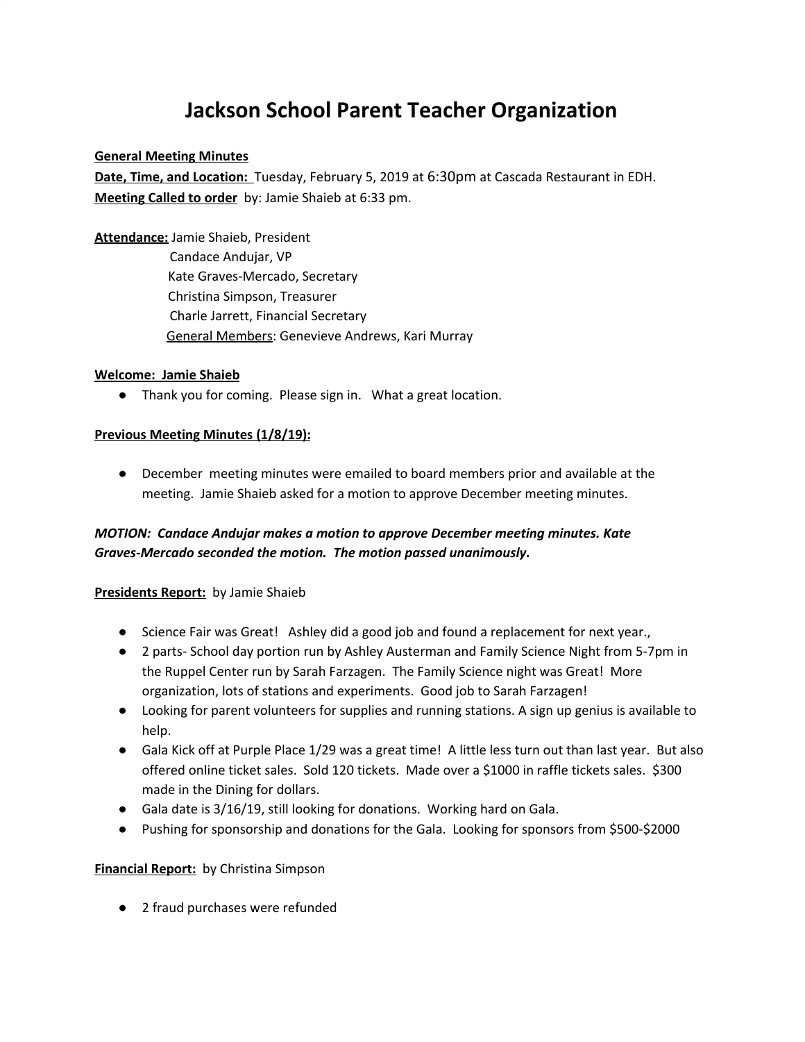# Jackson School Parent Teacher Organization

**General Meeting Minutes**
**Date, Time, and Location:** Tuesday, February 5, 2019 at 6:30pm at Cascada Restaurant in EDH.
**Meeting Called to order** by: Jamie Shaieb at 6:33 pm.

**Attendance:** Jamie Shaieb, President
Candace Andujar, VP
Kate Graves-Mercado, Secretary
Christina Simpson, Treasurer
Charle Jarrett, Financial Secretary
General Members: Genevieve Andrews, Kari Murray

**Welcome: Jamie Shaieb**

- Thank you for coming. Please sign in. What a great location.

**Previous Meeting Minutes (1/8/19):**

- December meeting minutes were emailed to board members prior and available at the meeting. Jamie Shaieb asked for a motion to approve December meeting minutes.

***MOTION: Candace Andujar makes a motion to approve December meeting minutes. Kate Graves-Mercado seconded the motion. The motion passed unanimously.***

**Presidents Report:** by Jamie Shaieb

- Science Fair was Great! Ashley did a good job and found a replacement for next year.,
- 2 parts- School day portion run by Ashley Austerman and Family Science Night from 5-7pm in the Ruppel Center run by Sarah Farzagen. The Family Science night was Great! More organization, lots of stations and experiments. Good job to Sarah Farzagen!
- Looking for parent volunteers for supplies and running stations. A sign up genius is available to help.
- Gala Kick off at Purple Place 1/29 was a great time! A little less turn out than last year. But also offered online ticket sales. Sold 120 tickets. Made over a $1000 in raffle tickets sales. $300 made in the Dining for dollars.
- Gala date is 3/16/19, still looking for donations. Working hard on Gala.
- Pushing for sponsorship and donations for the Gala. Looking for sponsors from $500-$2000

**Financial Report:** by Christina Simpson

- 2 fraud purchases were refunded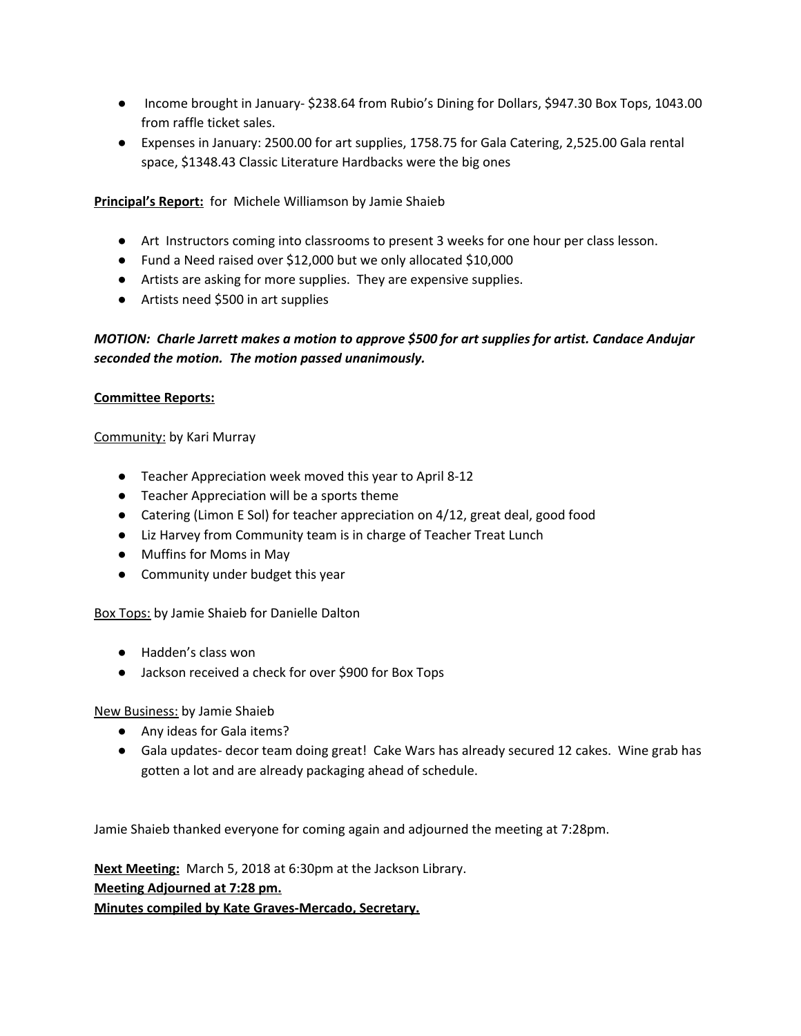- Income brought in January- $238.64 from Rubio's Dining for Dollars, $947.30 Box Tops, 1043.00 from raffle ticket sales.
- Expenses in January: 2500.00 for art supplies, 1758.75 for Gala Catering, 2,525.00 Gala rental space, $1348.43 Classic Literature Hardbacks were the big ones

**Principal's Report:** for Michele Williamson by Jamie Shaieb

- Art Instructors coming into classrooms to present 3 weeks for one hour per class lesson.
- Fund a Need raised over $12,000 but we only allocated $10,000
- Artists are asking for more supplies. They are expensive supplies.
- Artists need $500 in art supplies

***MOTION: Charle Jarrett makes a motion to approve $500 for art supplies for artist. Candace Andujar seconded the motion. The motion passed unanimously.***

**Committee Reports:**

Community: by Kari Murray

- Teacher Appreciation week moved this year to April 8-12
- Teacher Appreciation will be a sports theme
- Catering (Limon E Sol) for teacher appreciation on 4/12, great deal, good food
- Liz Harvey from Community team is in charge of Teacher Treat Lunch
- Muffins for Moms in May
- Community under budget this year

Box Tops: by Jamie Shaieb for Danielle Dalton

- Hadden's class won
- Jackson received a check for over $900 for Box Tops

New Business: by Jamie Shaieb

- Any ideas for Gala items?
- Gala updates- decor team doing great! Cake Wars has already secured 12 cakes. Wine grab has gotten a lot and are already packaging ahead of schedule.

Jamie Shaieb thanked everyone for coming again and adjourned the meeting at 7:28pm.

**Next Meeting:** March 5, 2018 at 6:30pm at the Jackson Library.
**Meeting Adjourned at 7:28 pm.**
**Minutes compiled by Kate Graves-Mercado, Secretary.**